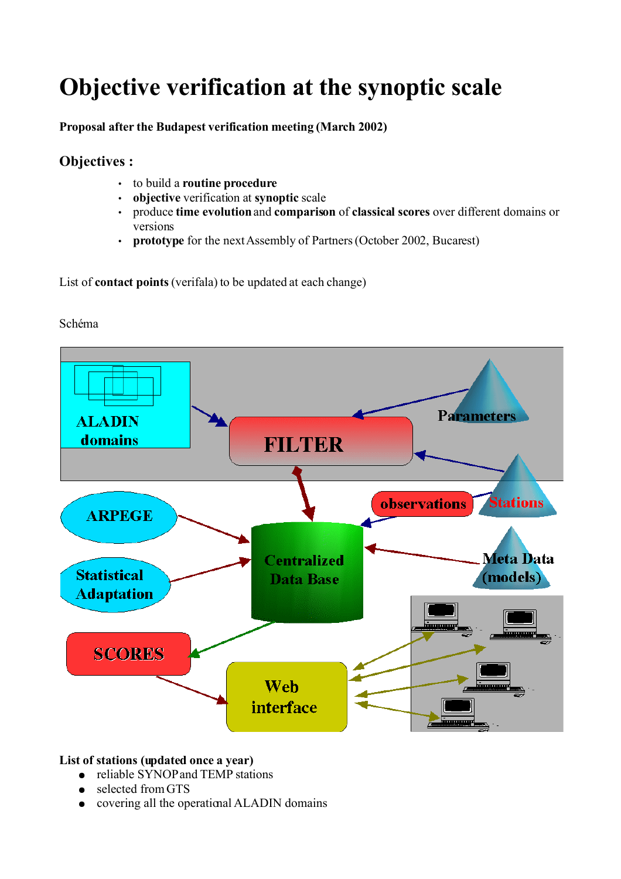# Objective verification at the synoptic scale

**Proposal after the Budapest verification meeting (March 2002)**

## Objectives :

- to build a **routine procedure**
- **objective** verification at **synoptic** scale
- produce **time evolution** and **comparison** of **classical scores** over different domains or versions
- **prototype** for the next Assembly of Partners (October 2002, Bucarest)

List of **contact points** (verifala) to be updated at each change)

Schéma

**List of stations (updated once a year)**

- reliable SYNOP and TEMP stations
- selected from GTS
- covering all the operational ALADIN domains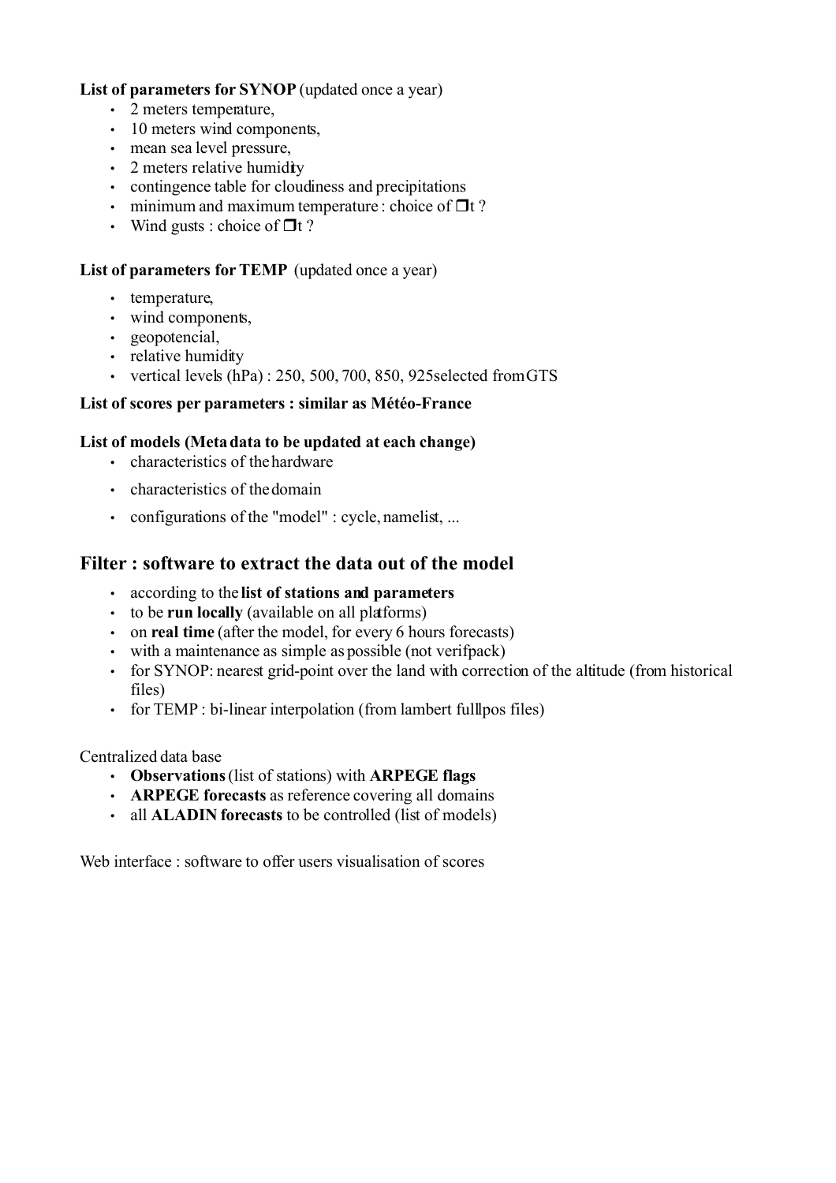**List of parameters for SYNOP** (updated once a year)

- 2 meters temperature,
- 10 meters wind components,
- mean sea level pressure,
- 2 meters relative humidity
- contingence table for cloudiness and precipitations
- minimum and maximum temperature : choice of ❐t ?
- Wind gusts : choice of ❐t ?

**List of parameters for TEMP** (updated once a year)

- temperature,
- wind components,
- geopotencial,
- relative humidity
- vertical levels (hPa) : 250, 500, 700, 850, 925selected from GTS

**List of scores per parameters : similar as Météo-France**

**List of models (Meta data to be updated at each change)**

- characteristics of the hardware
- characteristics of the domain
- configurations of the "model" : cycle, namelist, ...

## Filter : software to extract the data out of the model

- according to the **list of stations and parameters**
- to be **run locally** (available on all platforms)
- on **real time** (after the model, for every 6 hours forecasts)
- with a maintenance as simple as possible (not verifpack)
- for SYNOP: nearest grid-point over the land with correction of the altitude (from historical files)
- for TEMP : bi-linear interpolation (from lambert fulllpos files)

Centralized data base

- **Observations** (list of stations) with **ARPEGE flags**
- **ARPEGE forecasts** as reference covering all domains
- all **ALADIN forecasts** to be controlled (list of models)

Web interface : software to offer users visualisation of scores